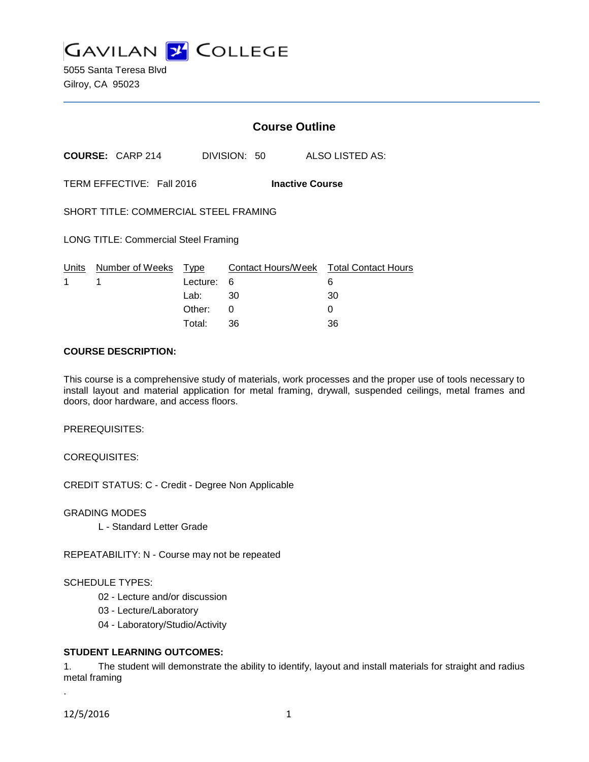# GAVILAN COLLEGE

5055 Santa Teresa Blvd
Gilroy, CA 95023

## Course Outline

**COURSE:** CARP 214 DIVISION: 50 ALSO LISTED AS:

TERM EFFECTIVE: Fall 2016 **Inactive Course**

SHORT TITLE: COMMERCIAL STEEL FRAMING

LONG TITLE: Commercial Steel Framing

| Units | Number of Weeks | Type | Contact Hours/Week | Total Contact Hours |
|---|---|---|---|---|
| 1 | 1 | Lecture: | 6 | 6 |
| | | Lab: | 30 | 30 |
| | | Other: | 0 | 0 |
| | | Total: | 36 | 36 |

**COURSE DESCRIPTION:**

This course is a comprehensive study of materials, work processes and the proper use of tools necessary to install layout and material application for metal framing, drywall, suspended ceilings, metal frames and doors, door hardware, and access floors.

PREREQUISITES:

COREQUISITES:

CREDIT STATUS: C - Credit - Degree Non Applicable

GRADING MODES

L - Standard Letter Grade

REPEATABILITY: N - Course may not be repeated

SCHEDULE TYPES:

02 - Lecture and/or discussion
03 - Lecture/Laboratory
04 - Laboratory/Studio/Activity

**STUDENT LEARNING OUTCOMES:**

1. The student will demonstrate the ability to identify, layout and install materials for straight and radius metal framing
.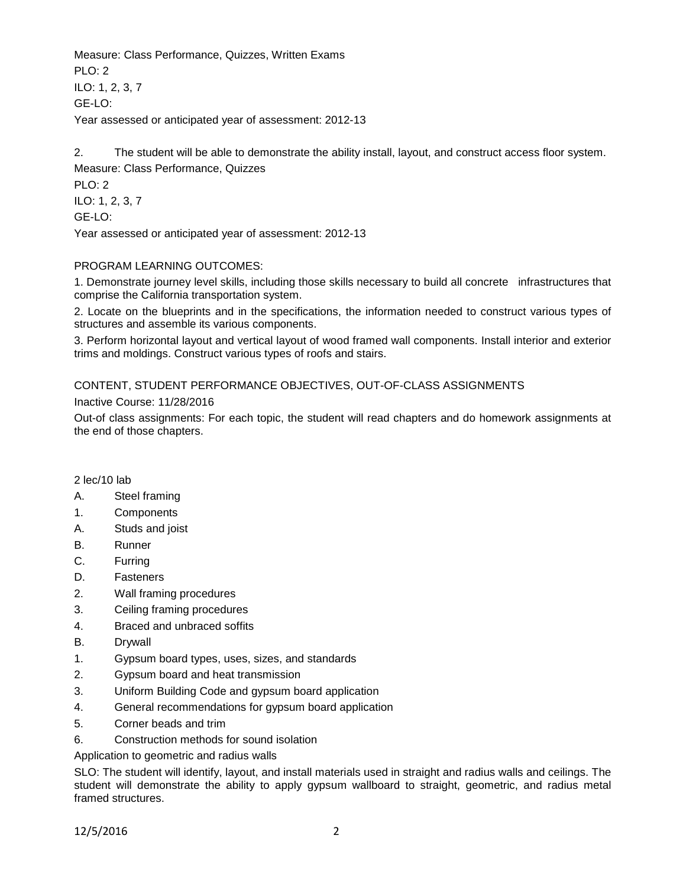Measure: Class Performance, Quizzes, Written Exams
PLO: 2
ILO: 1, 2, 3, 7
GE-LO:
Year assessed or anticipated year of assessment: 2012-13

2. The student will be able to demonstrate the ability install, layout, and construct access floor system.
Measure: Class Performance, Quizzes
PLO: 2
ILO: 1, 2, 3, 7
GE-LO:
Year assessed or anticipated year of assessment: 2012-13

PROGRAM LEARNING OUTCOMES:

1. Demonstrate journey level skills, including those skills necessary to build all concrete infrastructures that comprise the California transportation system.

2. Locate on the blueprints and in the specifications, the information needed to construct various types of structures and assemble its various components.

3. Perform horizontal layout and vertical layout of wood framed wall components. Install interior and exterior trims and moldings. Construct various types of roofs and stairs.

CONTENT, STUDENT PERFORMANCE OBJECTIVES, OUT-OF-CLASS ASSIGNMENTS

Inactive Course: 11/28/2016

Out-of class assignments: For each topic, the student will read chapters and do homework assignments at the end of those chapters.

2 lec/10 lab

A. Steel framing
1. Components
A. Studs and joist
B. Runner
C. Furring
D. Fasteners
2. Wall framing procedures
3. Ceiling framing procedures
4. Braced and unbraced soffits
B. Drywall
1. Gypsum board types, uses, sizes, and standards
2. Gypsum board and heat transmission
3. Uniform Building Code and gypsum board application
4. General recommendations for gypsum board application
5. Corner beads and trim
6. Construction methods for sound isolation

Application to geometric and radius walls

SLO: The student will identify, layout, and install materials used in straight and radius walls and ceilings. The student will demonstrate the ability to apply gypsum wallboard to straight, geometric, and radius metal framed structures.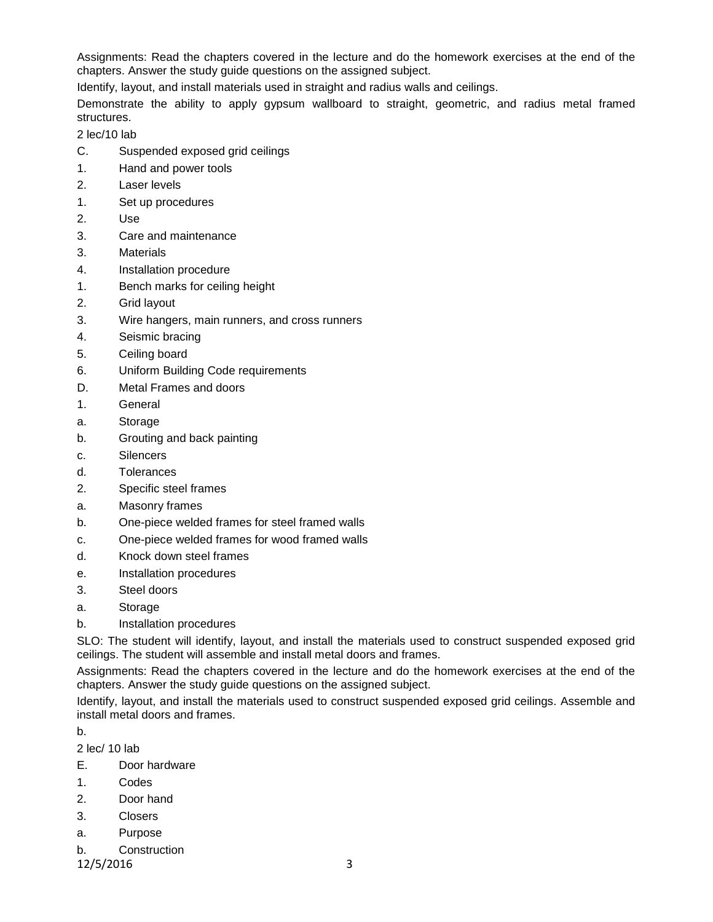Assignments: Read the chapters covered in the lecture and do the homework exercises at the end of the chapters. Answer the study guide questions on the assigned subject.

Identify, layout, and install materials used in straight and radius walls and ceilings.

Demonstrate the ability to apply gypsum wallboard to straight, geometric, and radius metal framed structures.

2 lec/10 lab

C. Suspended exposed grid ceilings

1. Hand and power tools
2. Laser levels
   1. Set up procedures
   2. Use
   3. Care and maintenance
3. Materials
4. Installation procedure
   1. Bench marks for ceiling height
   2. Grid layout
   3. Wire hangers, main runners, and cross runners
   4. Seismic bracing
   5. Ceiling board
   6. Uniform Building Code requirements

D. Metal Frames and doors

1. General
   a. Storage
   b. Grouting and back painting
   c. Silencers
   d. Tolerances
2. Specific steel frames
   a. Masonry frames
   b. One-piece welded frames for steel framed walls
   c. One-piece welded frames for wood framed walls
   d. Knock down steel frames
   e. Installation procedures
3. Steel doors
   a. Storage
   b. Installation procedures

SLO: The student will identify, layout, and install the materials used to construct suspended exposed grid ceilings. The student will assemble and install metal doors and frames.

Assignments: Read the chapters covered in the lecture and do the homework exercises at the end of the chapters. Answer the study guide questions on the assigned subject.

Identify, layout, and install the materials used to construct suspended exposed grid ceilings. Assemble and install metal doors and frames.

b.

2 lec/ 10 lab

E. Door hardware

1. Codes
2. Door hand
3. Closers
   a. Purpose
   b. Construction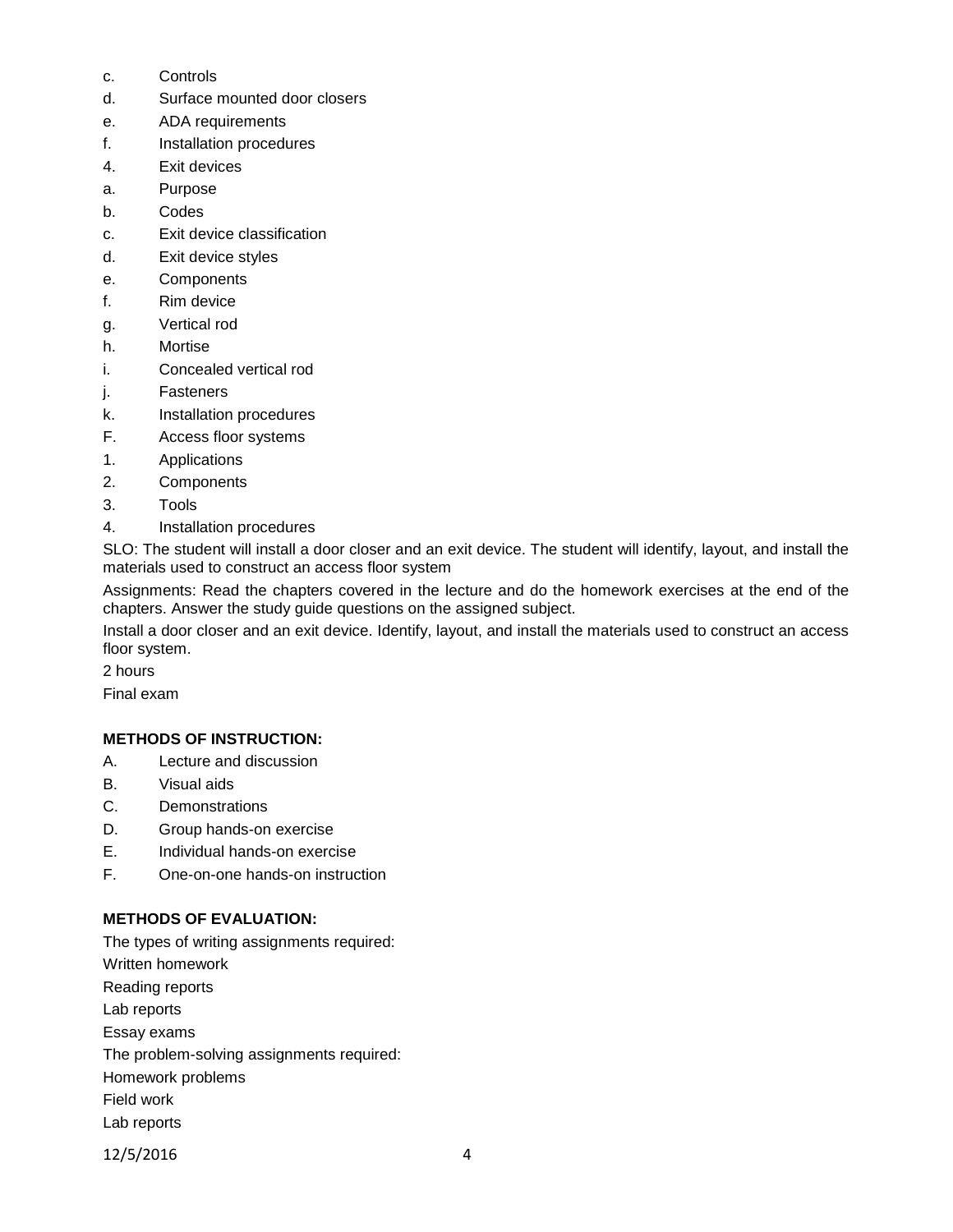c. Controls
d. Surface mounted door closers
e. ADA requirements
f. Installation procedures
4. Exit devices
a. Purpose
b. Codes
c. Exit device classification
d. Exit device styles
e. Components
f. Rim device
g. Vertical rod
h. Mortise
i. Concealed vertical rod
j. Fasteners
k. Installation procedures
F. Access floor systems
1. Applications
2. Components
3. Tools
4. Installation procedures

SLO: The student will install a door closer and an exit device. The student will identify, layout, and install the materials used to construct an access floor system

Assignments: Read the chapters covered in the lecture and do the homework exercises at the end of the chapters. Answer the study guide questions on the assigned subject.

Install a door closer and an exit device. Identify, layout, and install the materials used to construct an access floor system.

2 hours

Final exam

**METHODS OF INSTRUCTION:**

A. Lecture and discussion
B. Visual aids
C. Demonstrations
D. Group hands-on exercise
E. Individual hands-on exercise
F. One-on-one hands-on instruction

**METHODS OF EVALUATION:**

The types of writing assignments required:

Written homework

Reading reports

Lab reports

Essay exams

The problem-solving assignments required:

Homework problems

Field work

Lab reports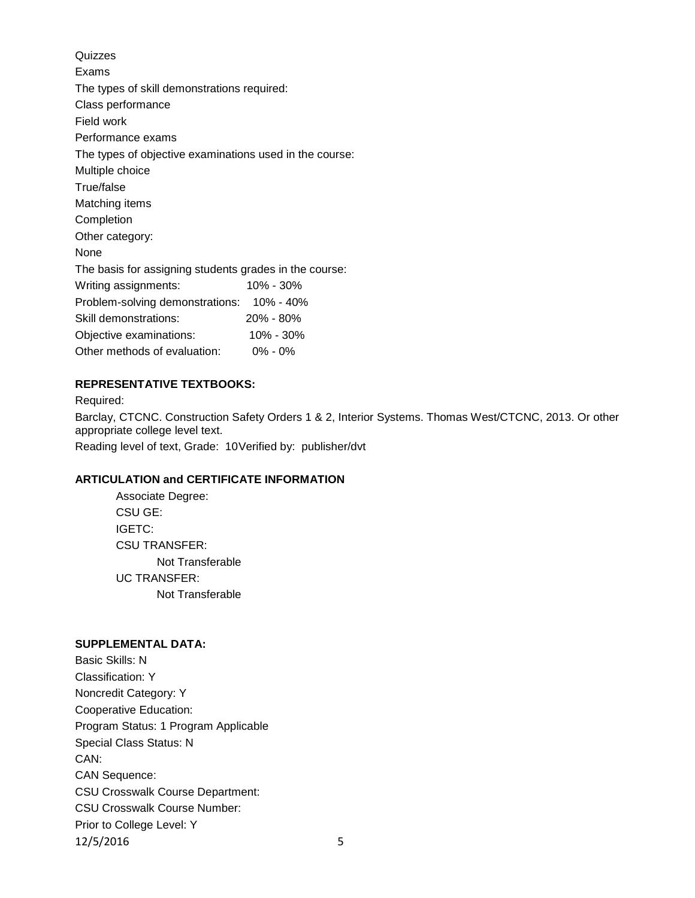Quizzes

Exams

The types of skill demonstrations required:

Class performance

Field work

Performance exams

The types of objective examinations used in the course:

Multiple choice

True/false

Matching items

Completion

Other category:

None

The basis for assigning students grades in the course:

| | |
|---|---|
| Writing assignments: | 10% - 30% |
| Problem-solving demonstrations: | 10% - 40% |
| Skill demonstrations: | 20% - 80% |
| Objective examinations: | 10% - 30% |
| Other methods of evaluation: | 0% - 0% |

**REPRESENTATIVE TEXTBOOKS:**

Required:

Barclay, CTCNC. Construction Safety Orders 1 & 2, Interior Systems. Thomas West/CTCNC, 2013. Or other appropriate college level text.

Reading level of text, Grade: 10Verified by: publisher/dvt

**ARTICULATION and CERTIFICATE INFORMATION**

Associate Degree:

CSU GE:

IGETC:

CSU TRANSFER:

Not Transferable

UC TRANSFER:

Not Transferable

**SUPPLEMENTAL DATA:**

Basic Skills: N

Classification: Y

Noncredit Category: Y

Cooperative Education:

Program Status: 1 Program Applicable

Special Class Status: N

CAN:

CAN Sequence:

CSU Crosswalk Course Department:

CSU Crosswalk Course Number:

Prior to College Level: Y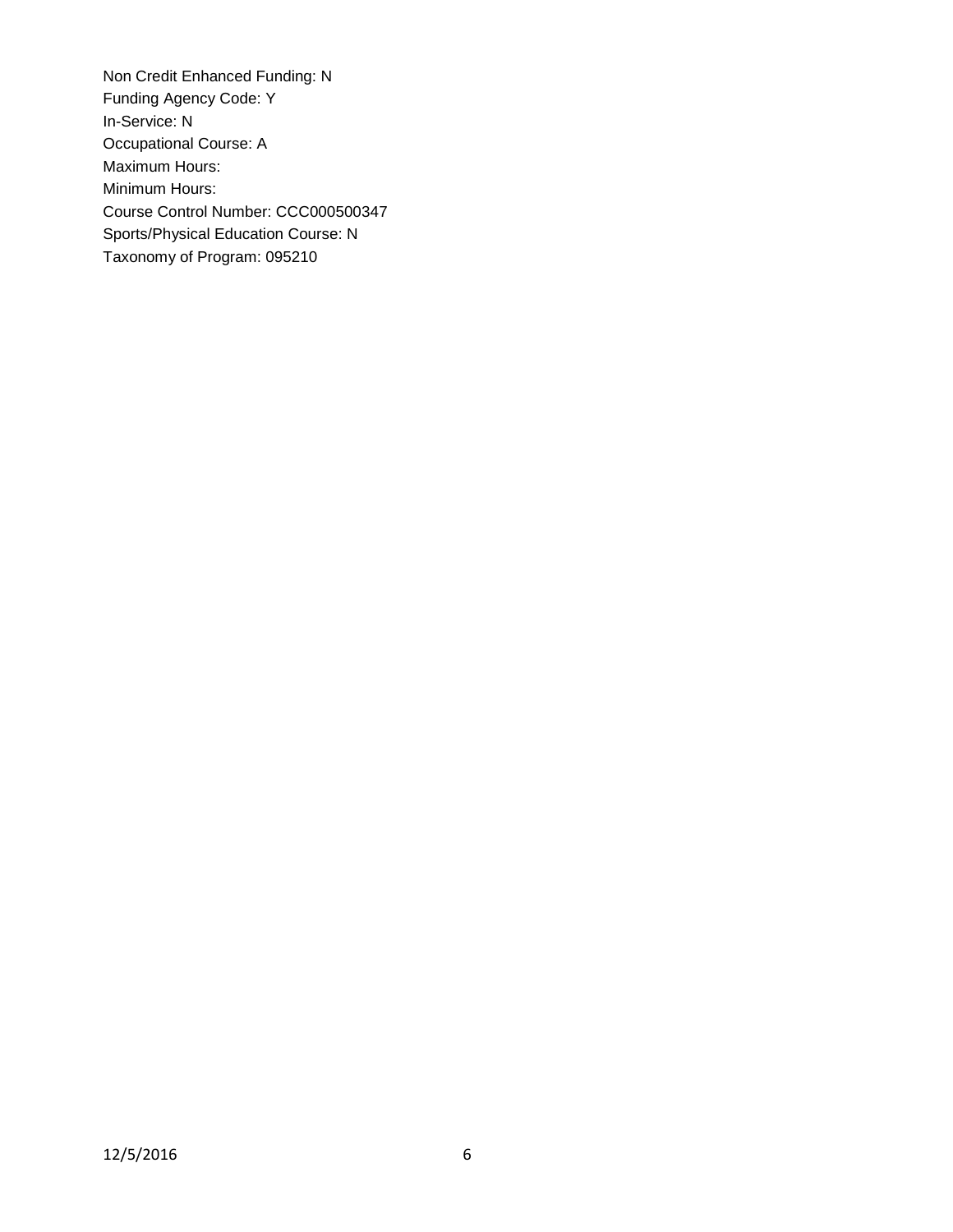Non Credit Enhanced Funding: N

Funding Agency Code: Y

In-Service: N

Occupational Course: A

Maximum Hours:

Minimum Hours:

Course Control Number: CCC000500347

Sports/Physical Education Course: N

Taxonomy of Program: 095210